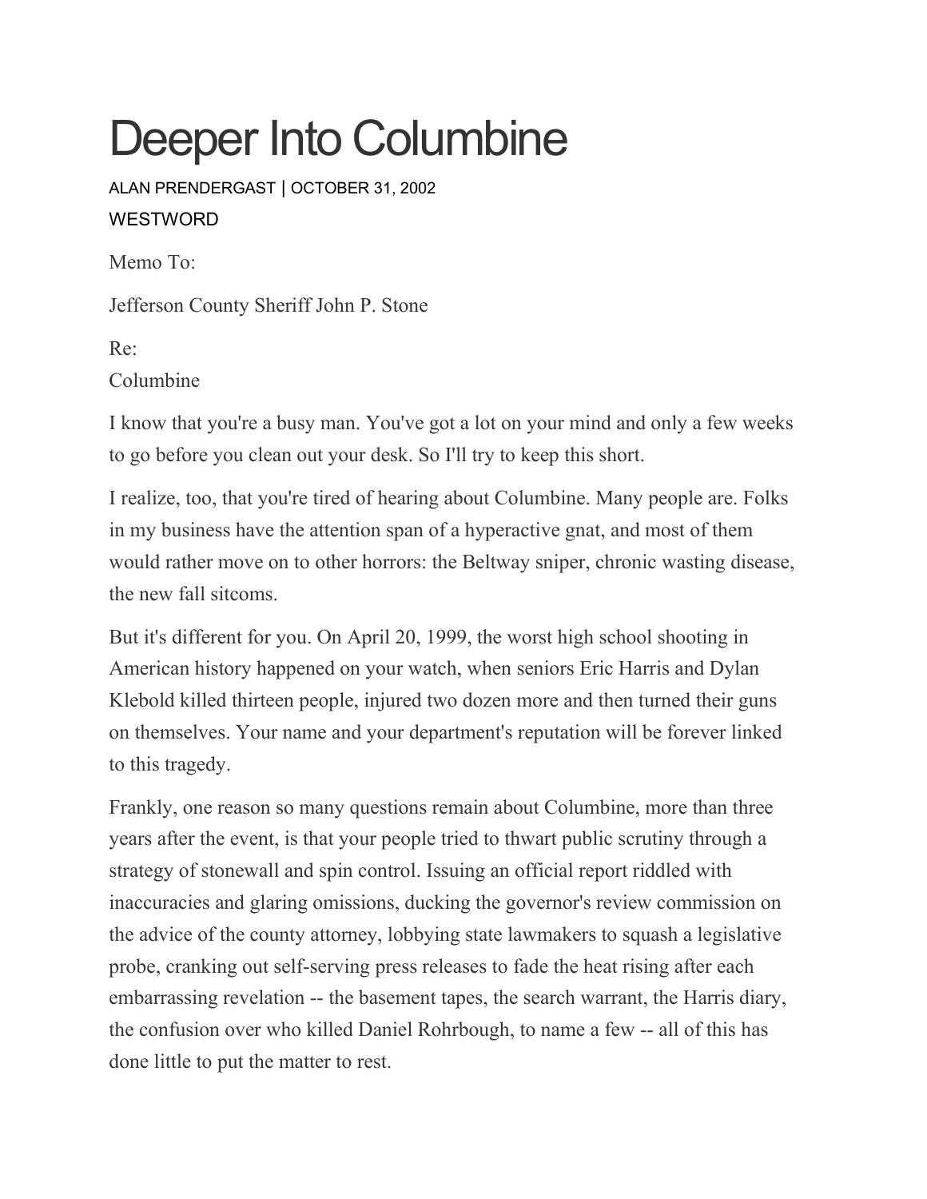# Deeper Into Columbine

ALAN PRENDERGAST | OCTOBER 31, 2002

WESTWORD

Memo To:

Jefferson County Sheriff John P. Stone

Re:
Columbine

I know that you're a busy man. You've got a lot on your mind and only a few weeks to go before you clean out your desk. So I'll try to keep this short.

I realize, too, that you're tired of hearing about Columbine. Many people are. Folks in my business have the attention span of a hyperactive gnat, and most of them would rather move on to other horrors: the Beltway sniper, chronic wasting disease, the new fall sitcoms.

But it's different for you. On April 20, 1999, the worst high school shooting in American history happened on your watch, when seniors Eric Harris and Dylan Klebold killed thirteen people, injured two dozen more and then turned their guns on themselves. Your name and your department's reputation will be forever linked to this tragedy.

Frankly, one reason so many questions remain about Columbine, more than three years after the event, is that your people tried to thwart public scrutiny through a strategy of stonewall and spin control. Issuing an official report riddled with inaccuracies and glaring omissions, ducking the governor's review commission on the advice of the county attorney, lobbying state lawmakers to squash a legislative probe, cranking out self-serving press releases to fade the heat rising after each embarrassing revelation -- the basement tapes, the search warrant, the Harris diary, the confusion over who killed Daniel Rohrbough, to name a few -- all of this has done little to put the matter to rest.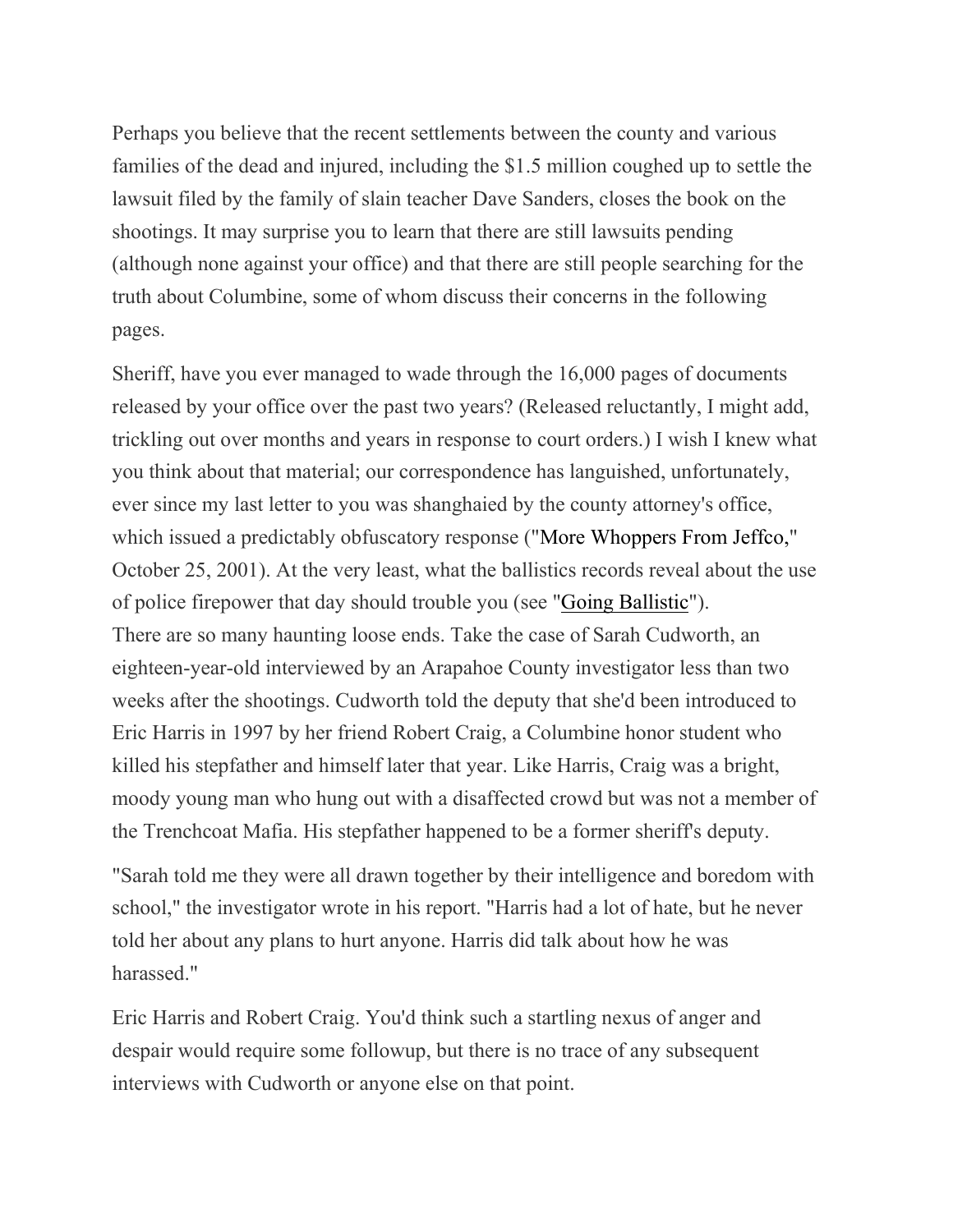Perhaps you believe that the recent settlements between the county and various families of the dead and injured, including the $1.5 million coughed up to settle the lawsuit filed by the family of slain teacher Dave Sanders, closes the book on the shootings. It may surprise you to learn that there are still lawsuits pending (although none against your office) and that there are still people searching for the truth about Columbine, some of whom discuss their concerns in the following pages.

Sheriff, have you ever managed to wade through the 16,000 pages of documents released by your office over the past two years? (Released reluctantly, I might add, trickling out over months and years in response to court orders.) I wish I knew what you think about that material; our correspondence has languished, unfortunately, ever since my last letter to you was shanghaied by the county attorney's office, which issued a predictably obfuscatory response ("More Whoppers From Jeffco," October 25, 2001). At the very least, what the ballistics records reveal about the use of police firepower that day should trouble you (see "Going Ballistic").

There are so many haunting loose ends. Take the case of Sarah Cudworth, an eighteen-year-old interviewed by an Arapahoe County investigator less than two weeks after the shootings. Cudworth told the deputy that she'd been introduced to Eric Harris in 1997 by her friend Robert Craig, a Columbine honor student who killed his stepfather and himself later that year. Like Harris, Craig was a bright, moody young man who hung out with a disaffected crowd but was not a member of the Trenchcoat Mafia. His stepfather happened to be a former sheriff's deputy.

"Sarah told me they were all drawn together by their intelligence and boredom with school," the investigator wrote in his report. "Harris had a lot of hate, but he never told her about any plans to hurt anyone. Harris did talk about how he was harassed."

Eric Harris and Robert Craig. You'd think such a startling nexus of anger and despair would require some followup, but there is no trace of any subsequent interviews with Cudworth or anyone else on that point.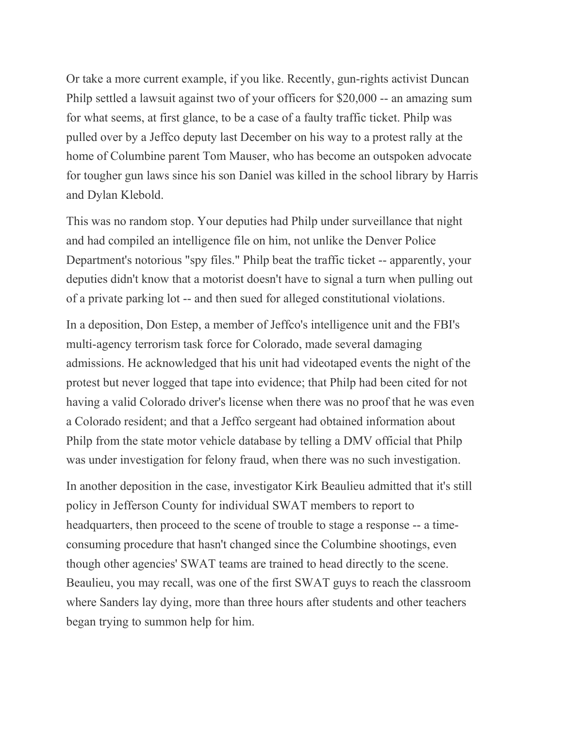Or take a more current example, if you like. Recently, gun-rights activist Duncan Philp settled a lawsuit against two of your officers for $20,000 -- an amazing sum for what seems, at first glance, to be a case of a faulty traffic ticket. Philp was pulled over by a Jeffco deputy last December on his way to a protest rally at the home of Columbine parent Tom Mauser, who has become an outspoken advocate for tougher gun laws since his son Daniel was killed in the school library by Harris and Dylan Klebold.

This was no random stop. Your deputies had Philp under surveillance that night and had compiled an intelligence file on him, not unlike the Denver Police Department's notorious "spy files." Philp beat the traffic ticket -- apparently, your deputies didn't know that a motorist doesn't have to signal a turn when pulling out of a private parking lot -- and then sued for alleged constitutional violations.

In a deposition, Don Estep, a member of Jeffco's intelligence unit and the FBI's multi-agency terrorism task force for Colorado, made several damaging admissions. He acknowledged that his unit had videotaped events the night of the protest but never logged that tape into evidence; that Philp had been cited for not having a valid Colorado driver's license when there was no proof that he was even a Colorado resident; and that a Jeffco sergeant had obtained information about Philp from the state motor vehicle database by telling a DMV official that Philp was under investigation for felony fraud, when there was no such investigation.

In another deposition in the case, investigator Kirk Beaulieu admitted that it's still policy in Jefferson County for individual SWAT members to report to headquarters, then proceed to the scene of trouble to stage a response -- a time-consuming procedure that hasn't changed since the Columbine shootings, even though other agencies' SWAT teams are trained to head directly to the scene. Beaulieu, you may recall, was one of the first SWAT guys to reach the classroom where Sanders lay dying, more than three hours after students and other teachers began trying to summon help for him.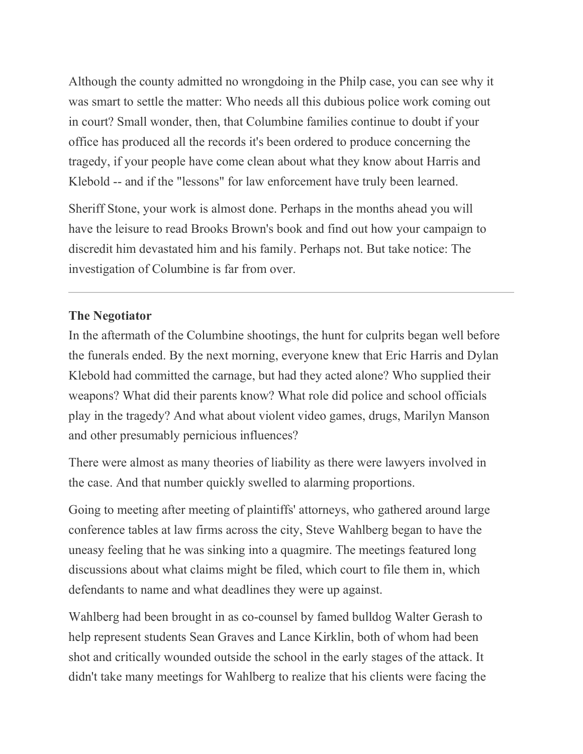Although the county admitted no wrongdoing in the Philp case, you can see why it was smart to settle the matter: Who needs all this dubious police work coming out in court? Small wonder, then, that Columbine families continue to doubt if your office has produced all the records it's been ordered to produce concerning the tragedy, if your people have come clean about what they know about Harris and Klebold -- and if the "lessons" for law enforcement have truly been learned.

Sheriff Stone, your work is almost done. Perhaps in the months ahead you will have the leisure to read Brooks Brown's book and find out how your campaign to discredit him devastated him and his family. Perhaps not. But take notice: The investigation of Columbine is far from over.

---

**The Negotiator**

In the aftermath of the Columbine shootings, the hunt for culprits began well before the funerals ended. By the next morning, everyone knew that Eric Harris and Dylan Klebold had committed the carnage, but had they acted alone? Who supplied their weapons? What did their parents know? What role did police and school officials play in the tragedy? And what about violent video games, drugs, Marilyn Manson and other presumably pernicious influences?

There were almost as many theories of liability as there were lawyers involved in the case. And that number quickly swelled to alarming proportions.

Going to meeting after meeting of plaintiffs' attorneys, who gathered around large conference tables at law firms across the city, Steve Wahlberg began to have the uneasy feeling that he was sinking into a quagmire. The meetings featured long discussions about what claims might be filed, which court to file them in, which defendants to name and what deadlines they were up against.

Wahlberg had been brought in as co-counsel by famed bulldog Walter Gerash to help represent students Sean Graves and Lance Kirklin, both of whom had been shot and critically wounded outside the school in the early stages of the attack. It didn't take many meetings for Wahlberg to realize that his clients were facing the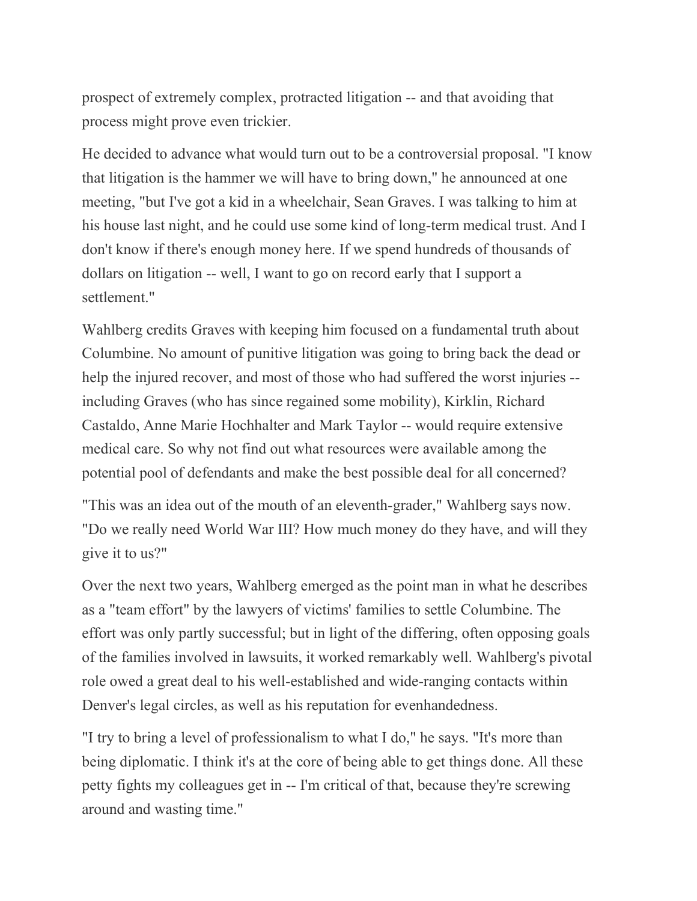prospect of extremely complex, protracted litigation -- and that avoiding that process might prove even trickier.

He decided to advance what would turn out to be a controversial proposal. "I know that litigation is the hammer we will have to bring down," he announced at one meeting, "but I've got a kid in a wheelchair, Sean Graves. I was talking to him at his house last night, and he could use some kind of long-term medical trust. And I don't know if there's enough money here. If we spend hundreds of thousands of dollars on litigation -- well, I want to go on record early that I support a settlement."

Wahlberg credits Graves with keeping him focused on a fundamental truth about Columbine. No amount of punitive litigation was going to bring back the dead or help the injured recover, and most of those who had suffered the worst injuries -- including Graves (who has since regained some mobility), Kirklin, Richard Castaldo, Anne Marie Hochhalter and Mark Taylor -- would require extensive medical care. So why not find out what resources were available among the potential pool of defendants and make the best possible deal for all concerned?

"This was an idea out of the mouth of an eleventh-grader," Wahlberg says now. "Do we really need World War III? How much money do they have, and will they give it to us?"

Over the next two years, Wahlberg emerged as the point man in what he describes as a "team effort" by the lawyers of victims' families to settle Columbine. The effort was only partly successful; but in light of the differing, often opposing goals of the families involved in lawsuits, it worked remarkably well. Wahlberg's pivotal role owed a great deal to his well-established and wide-ranging contacts within Denver's legal circles, as well as his reputation for evenhandedness.

"I try to bring a level of professionalism to what I do," he says. "It's more than being diplomatic. I think it's at the core of being able to get things done. All these petty fights my colleagues get in -- I'm critical of that, because they're screwing around and wasting time."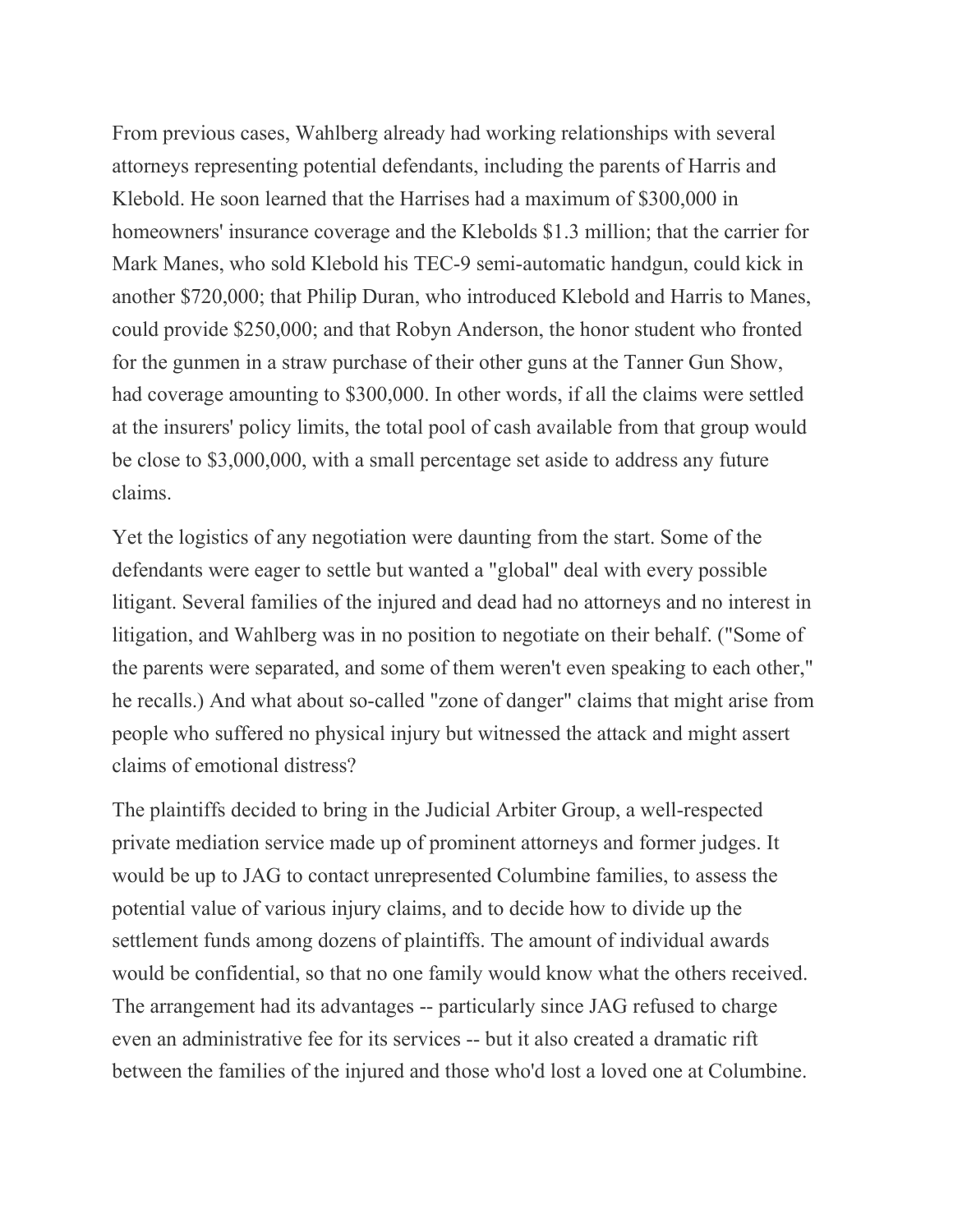From previous cases, Wahlberg already had working relationships with several attorneys representing potential defendants, including the parents of Harris and Klebold. He soon learned that the Harrises had a maximum of $300,000 in homeowners' insurance coverage and the Klebolds $1.3 million; that the carrier for Mark Manes, who sold Klebold his TEC-9 semi-automatic handgun, could kick in another $720,000; that Philip Duran, who introduced Klebold and Harris to Manes, could provide $250,000; and that Robyn Anderson, the honor student who fronted for the gunmen in a straw purchase of their other guns at the Tanner Gun Show, had coverage amounting to $300,000. In other words, if all the claims were settled at the insurers' policy limits, the total pool of cash available from that group would be close to $3,000,000, with a small percentage set aside to address any future claims.

Yet the logistics of any negotiation were daunting from the start. Some of the defendants were eager to settle but wanted a "global" deal with every possible litigant. Several families of the injured and dead had no attorneys and no interest in litigation, and Wahlberg was in no position to negotiate on their behalf. ("Some of the parents were separated, and some of them weren't even speaking to each other," he recalls.) And what about so-called "zone of danger" claims that might arise from people who suffered no physical injury but witnessed the attack and might assert claims of emotional distress?

The plaintiffs decided to bring in the Judicial Arbiter Group, a well-respected private mediation service made up of prominent attorneys and former judges. It would be up to JAG to contact unrepresented Columbine families, to assess the potential value of various injury claims, and to decide how to divide up the settlement funds among dozens of plaintiffs. The amount of individual awards would be confidential, so that no one family would know what the others received. The arrangement had its advantages -- particularly since JAG refused to charge even an administrative fee for its services -- but it also created a dramatic rift between the families of the injured and those who'd lost a loved one at Columbine.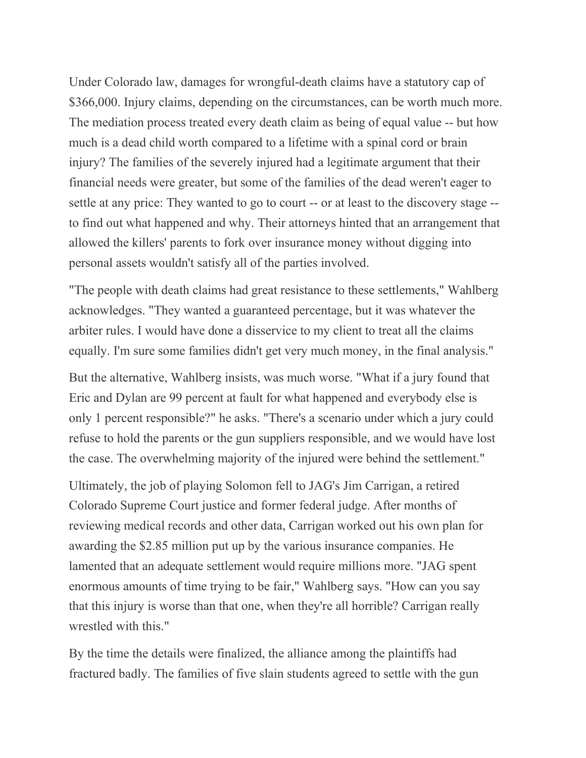Under Colorado law, damages for wrongful-death claims have a statutory cap of $366,000. Injury claims, depending on the circumstances, can be worth much more. The mediation process treated every death claim as being of equal value -- but how much is a dead child worth compared to a lifetime with a spinal cord or brain injury? The families of the severely injured had a legitimate argument that their financial needs were greater, but some of the families of the dead weren't eager to settle at any price: They wanted to go to court -- or at least to the discovery stage -- to find out what happened and why. Their attorneys hinted that an arrangement that allowed the killers' parents to fork over insurance money without digging into personal assets wouldn't satisfy all of the parties involved.

"The people with death claims had great resistance to these settlements," Wahlberg acknowledges. "They wanted a guaranteed percentage, but it was whatever the arbiter rules. I would have done a disservice to my client to treat all the claims equally. I'm sure some families didn't get very much money, in the final analysis."

But the alternative, Wahlberg insists, was much worse. "What if a jury found that Eric and Dylan are 99 percent at fault for what happened and everybody else is only 1 percent responsible?" he asks. "There's a scenario under which a jury could refuse to hold the parents or the gun suppliers responsible, and we would have lost the case. The overwhelming majority of the injured were behind the settlement."

Ultimately, the job of playing Solomon fell to JAG's Jim Carrigan, a retired Colorado Supreme Court justice and former federal judge. After months of reviewing medical records and other data, Carrigan worked out his own plan for awarding the $2.85 million put up by the various insurance companies. He lamented that an adequate settlement would require millions more. "JAG spent enormous amounts of time trying to be fair," Wahlberg says. "How can you say that this injury is worse than that one, when they're all horrible? Carrigan really wrestled with this."

By the time the details were finalized, the alliance among the plaintiffs had fractured badly. The families of five slain students agreed to settle with the gun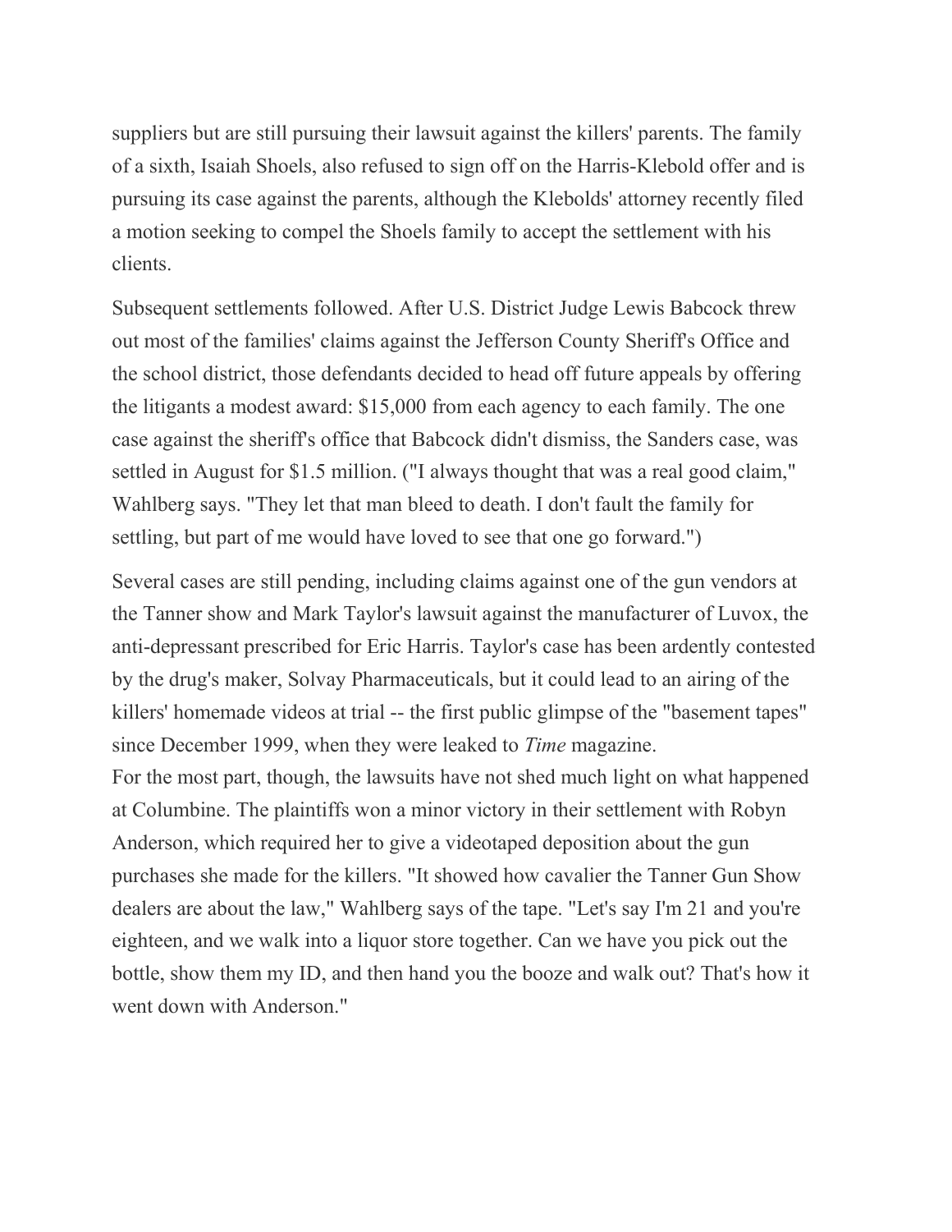suppliers but are still pursuing their lawsuit against the killers' parents. The family of a sixth, Isaiah Shoels, also refused to sign off on the Harris-Klebold offer and is pursuing its case against the parents, although the Klebolds' attorney recently filed a motion seeking to compel the Shoels family to accept the settlement with his clients.

Subsequent settlements followed. After U.S. District Judge Lewis Babcock threw out most of the families' claims against the Jefferson County Sheriff's Office and the school district, those defendants decided to head off future appeals by offering the litigants a modest award: $15,000 from each agency to each family. The one case against the sheriff's office that Babcock didn't dismiss, the Sanders case, was settled in August for $1.5 million. ("I always thought that was a real good claim," Wahlberg says. "They let that man bleed to death. I don't fault the family for settling, but part of me would have loved to see that one go forward.")

Several cases are still pending, including claims against one of the gun vendors at the Tanner show and Mark Taylor's lawsuit against the manufacturer of Luvox, the anti-depressant prescribed for Eric Harris. Taylor's case has been ardently contested by the drug's maker, Solvay Pharmaceuticals, but it could lead to an airing of the killers' homemade videos at trial -- the first public glimpse of the "basement tapes" since December 1999, when they were leaked to *Time* magazine.

For the most part, though, the lawsuits have not shed much light on what happened at Columbine. The plaintiffs won a minor victory in their settlement with Robyn Anderson, which required her to give a videotaped deposition about the gun purchases she made for the killers. "It showed how cavalier the Tanner Gun Show dealers are about the law," Wahlberg says of the tape. "Let's say I'm 21 and you're eighteen, and we walk into a liquor store together. Can we have you pick out the bottle, show them my ID, and then hand you the booze and walk out? That's how it went down with Anderson."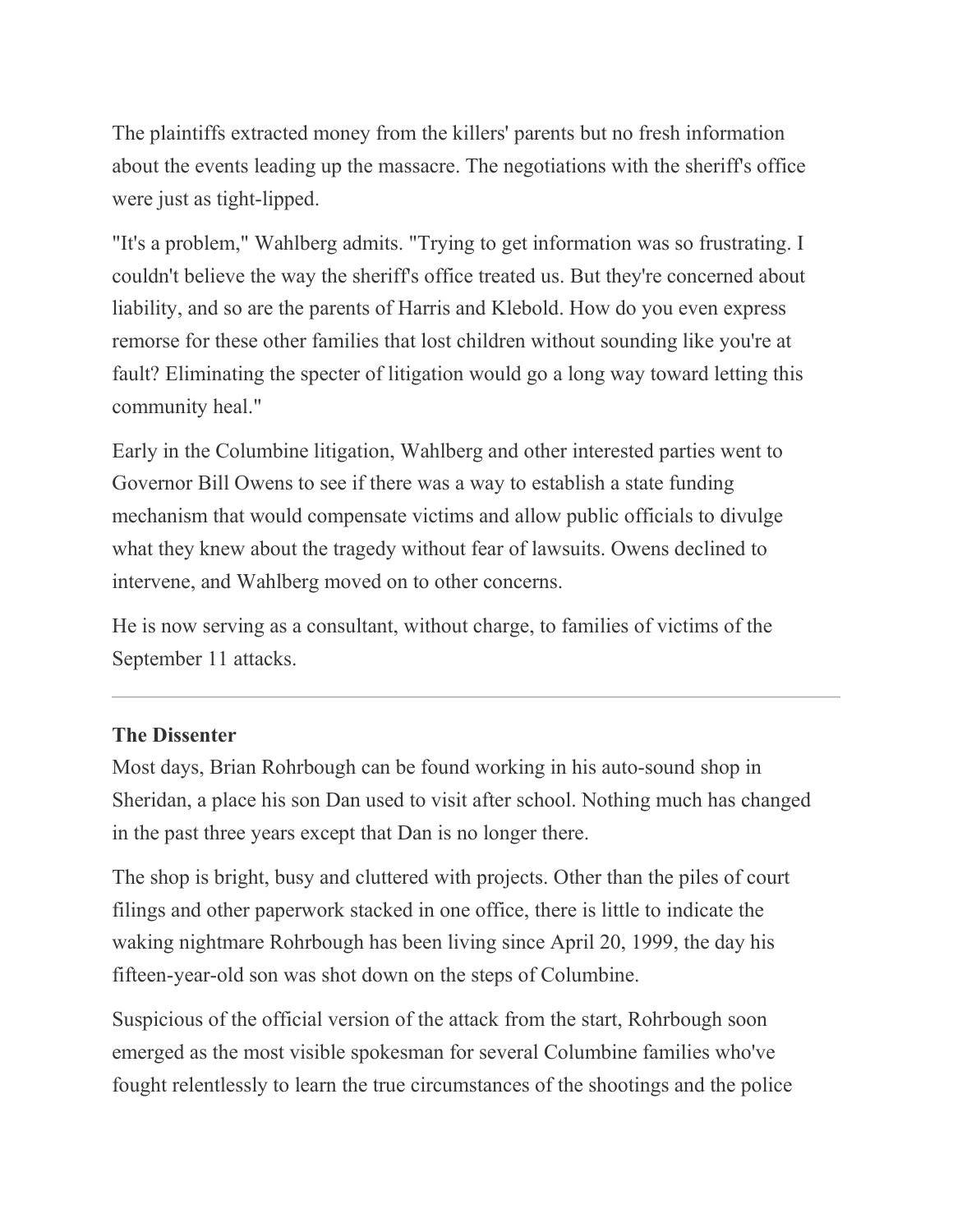The plaintiffs extracted money from the killers' parents but no fresh information about the events leading up the massacre. The negotiations with the sheriff's office were just as tight-lipped.

"It's a problem," Wahlberg admits. "Trying to get information was so frustrating. I couldn't believe the way the sheriff's office treated us. But they're concerned about liability, and so are the parents of Harris and Klebold. How do you even express remorse for these other families that lost children without sounding like you're at fault? Eliminating the specter of litigation would go a long way toward letting this community heal."

Early in the Columbine litigation, Wahlberg and other interested parties went to Governor Bill Owens to see if there was a way to establish a state funding mechanism that would compensate victims and allow public officials to divulge what they knew about the tragedy without fear of lawsuits. Owens declined to intervene, and Wahlberg moved on to other concerns.

He is now serving as a consultant, without charge, to families of victims of the September 11 attacks.

---

**The Dissenter**

Most days, Brian Rohrbough can be found working in his auto-sound shop in Sheridan, a place his son Dan used to visit after school. Nothing much has changed in the past three years except that Dan is no longer there.

The shop is bright, busy and cluttered with projects. Other than the piles of court filings and other paperwork stacked in one office, there is little to indicate the waking nightmare Rohrbough has been living since April 20, 1999, the day his fifteen-year-old son was shot down on the steps of Columbine.

Suspicious of the official version of the attack from the start, Rohrbough soon emerged as the most visible spokesman for several Columbine families who've fought relentlessly to learn the true circumstances of the shootings and the police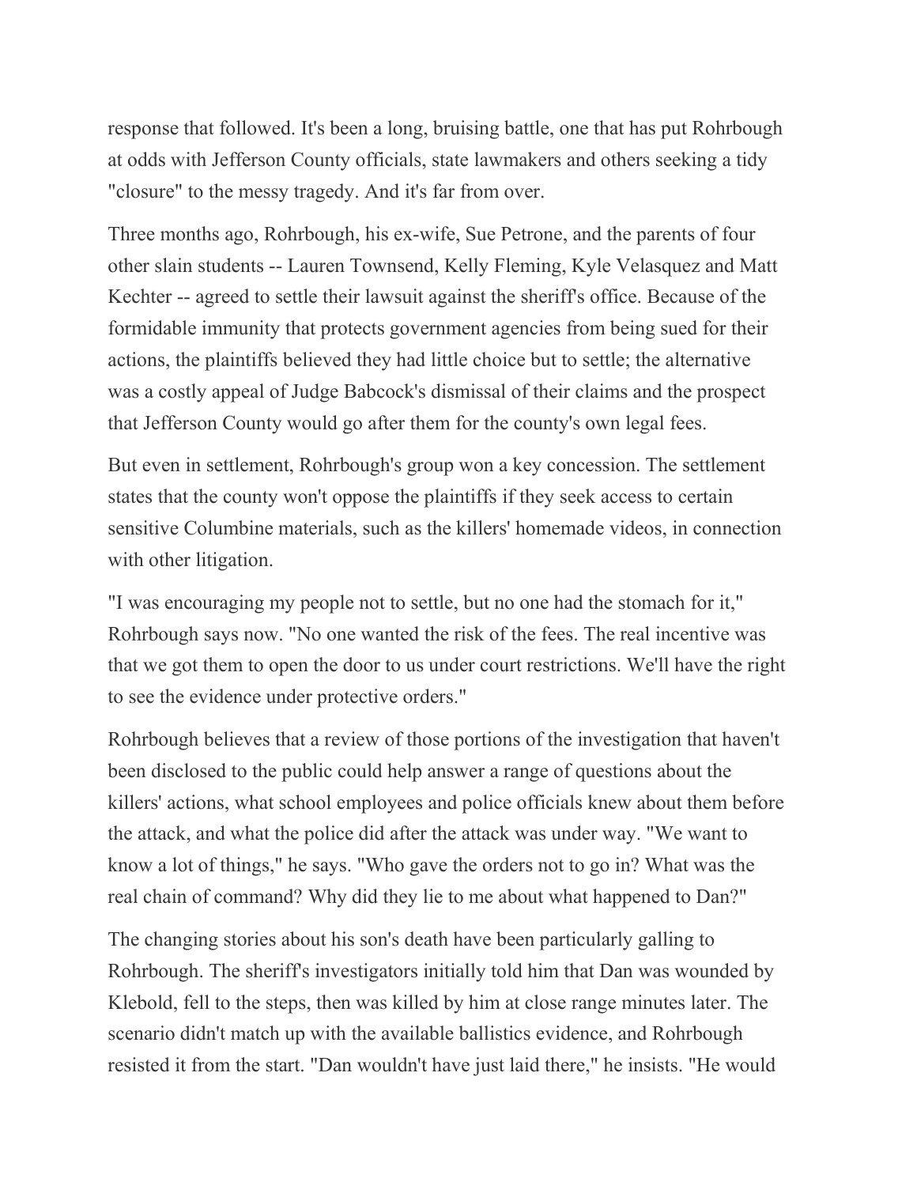response that followed. It's been a long, bruising battle, one that has put Rohrbough at odds with Jefferson County officials, state lawmakers and others seeking a tidy "closure" to the messy tragedy. And it's far from over.

Three months ago, Rohrbough, his ex-wife, Sue Petrone, and the parents of four other slain students -- Lauren Townsend, Kelly Fleming, Kyle Velasquez and Matt Kechter -- agreed to settle their lawsuit against the sheriff's office. Because of the formidable immunity that protects government agencies from being sued for their actions, the plaintiffs believed they had little choice but to settle; the alternative was a costly appeal of Judge Babcock's dismissal of their claims and the prospect that Jefferson County would go after them for the county's own legal fees.

But even in settlement, Rohrbough's group won a key concession. The settlement states that the county won't oppose the plaintiffs if they seek access to certain sensitive Columbine materials, such as the killers' homemade videos, in connection with other litigation.

"I was encouraging my people not to settle, but no one had the stomach for it," Rohrbough says now. "No one wanted the risk of the fees. The real incentive was that we got them to open the door to us under court restrictions. We'll have the right to see the evidence under protective orders."

Rohrbough believes that a review of those portions of the investigation that haven't been disclosed to the public could help answer a range of questions about the killers' actions, what school employees and police officials knew about them before the attack, and what the police did after the attack was under way. "We want to know a lot of things," he says. "Who gave the orders not to go in? What was the real chain of command? Why did they lie to me about what happened to Dan?"

The changing stories about his son's death have been particularly galling to Rohrbough. The sheriff's investigators initially told him that Dan was wounded by Klebold, fell to the steps, then was killed by him at close range minutes later. The scenario didn't match up with the available ballistics evidence, and Rohrbough resisted it from the start. "Dan wouldn't have just laid there," he insists. "He would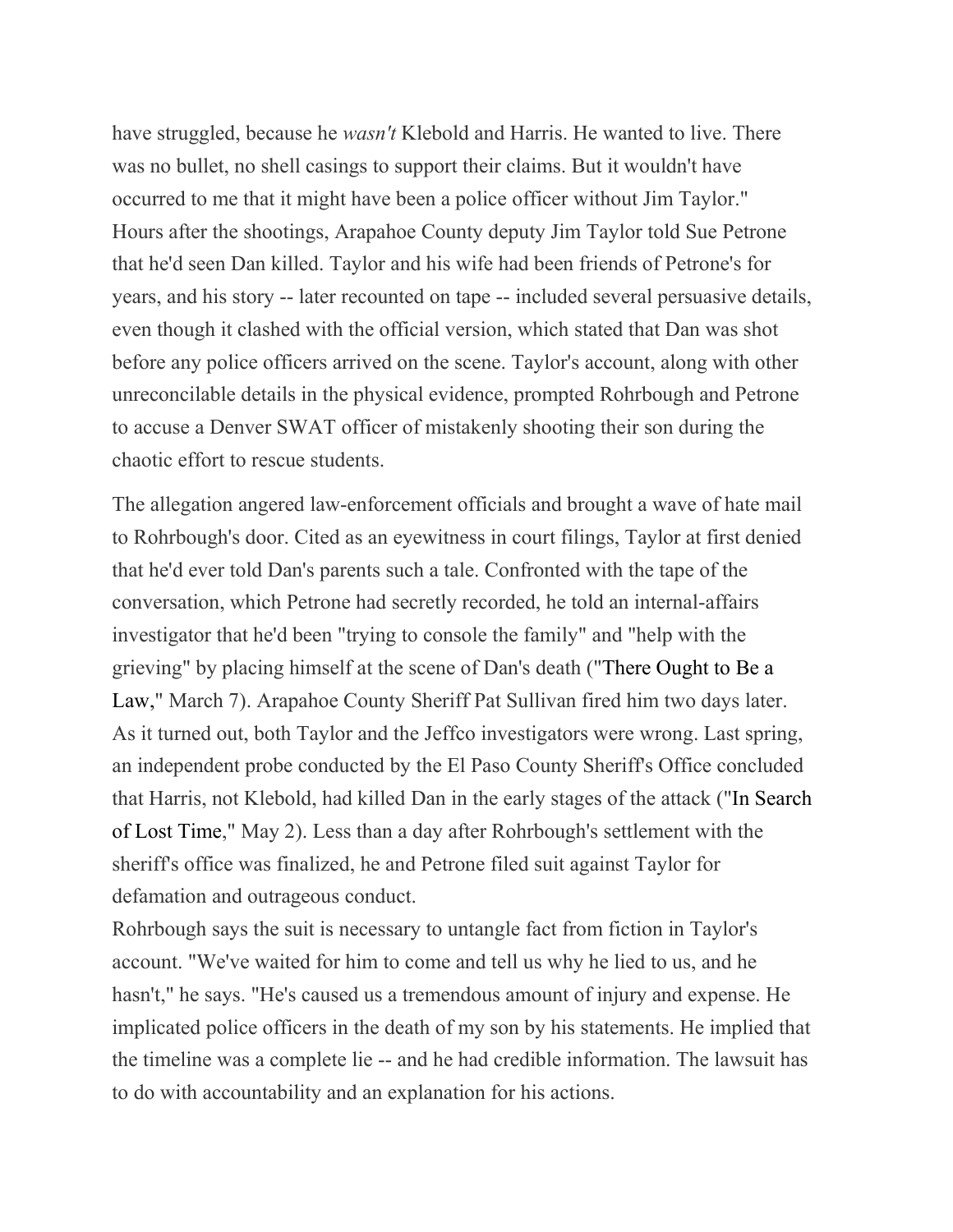have struggled, because he *wasn't* Klebold and Harris. He wanted to live. There was no bullet, no shell casings to support their claims. But it wouldn't have occurred to me that it might have been a police officer without Jim Taylor."
Hours after the shootings, Arapahoe County deputy Jim Taylor told Sue Petrone that he'd seen Dan killed. Taylor and his wife had been friends of Petrone's for years, and his story -- later recounted on tape -- included several persuasive details, even though it clashed with the official version, which stated that Dan was shot before any police officers arrived on the scene. Taylor's account, along with other unreconcilable details in the physical evidence, prompted Rohrbough and Petrone to accuse a Denver SWAT officer of mistakenly shooting their son during the chaotic effort to rescue students.

The allegation angered law-enforcement officials and brought a wave of hate mail to Rohrbough's door. Cited as an eyewitness in court filings, Taylor at first denied that he'd ever told Dan's parents such a tale. Confronted with the tape of the conversation, which Petrone had secretly recorded, he told an internal-affairs investigator that he'd been "trying to console the family" and "help with the grieving" by placing himself at the scene of Dan's death ("There Ought to Be a Law," March 7). Arapahoe County Sheriff Pat Sullivan fired him two days later.
As it turned out, both Taylor and the Jeffco investigators were wrong. Last spring, an independent probe conducted by the El Paso County Sheriff's Office concluded that Harris, not Klebold, had killed Dan in the early stages of the attack ("In Search of Lost Time," May 2). Less than a day after Rohrbough's settlement with the sheriff's office was finalized, he and Petrone filed suit against Taylor for defamation and outrageous conduct.
Rohrbough says the suit is necessary to untangle fact from fiction in Taylor's account. "We've waited for him to come and tell us why he lied to us, and he hasn't," he says. "He's caused us a tremendous amount of injury and expense. He implicated police officers in the death of my son by his statements. He implied that the timeline was a complete lie -- and he had credible information. The lawsuit has to do with accountability and an explanation for his actions.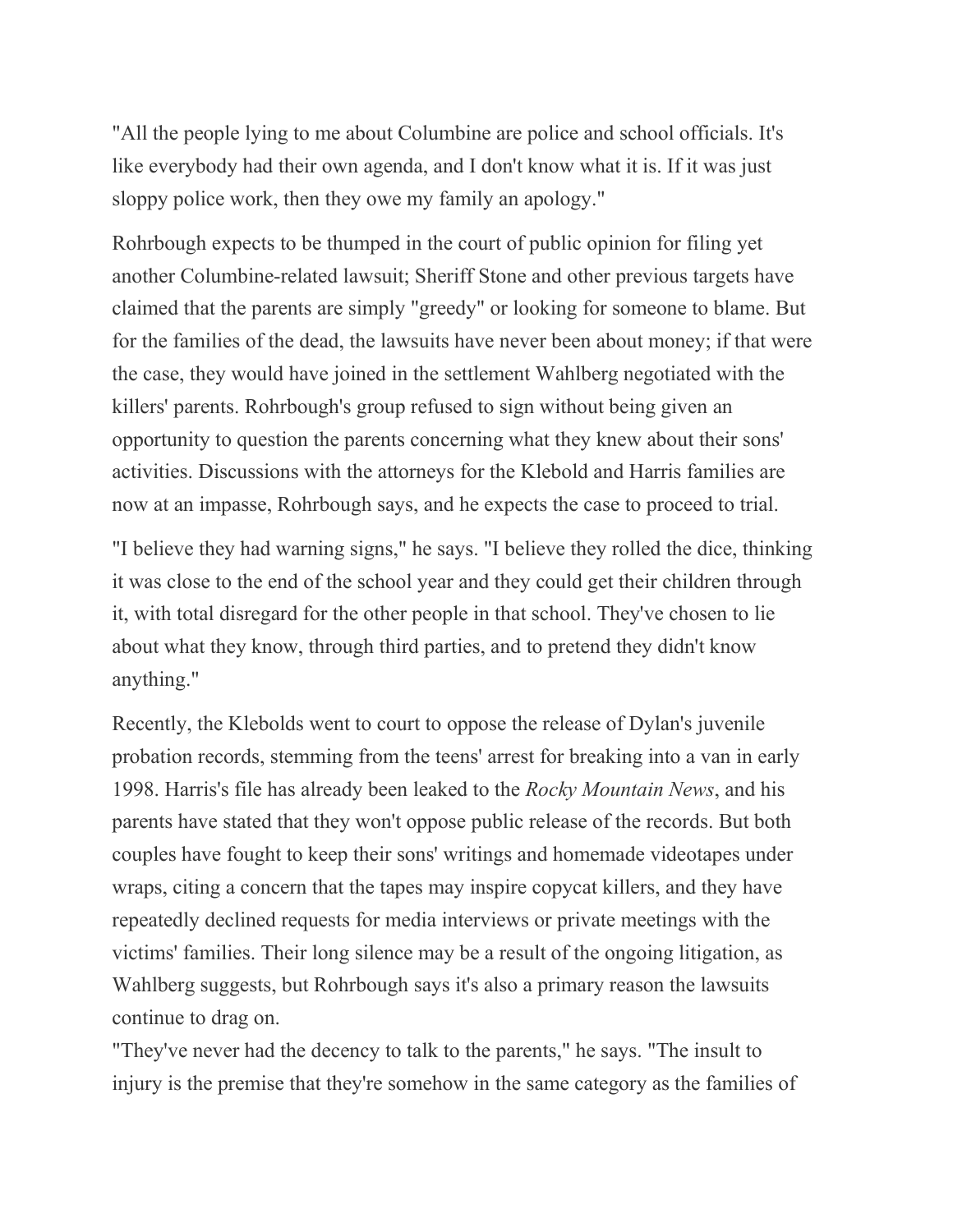"All the people lying to me about Columbine are police and school officials. It's like everybody had their own agenda, and I don't know what it is. If it was just sloppy police work, then they owe my family an apology."

Rohrbough expects to be thumped in the court of public opinion for filing yet another Columbine-related lawsuit; Sheriff Stone and other previous targets have claimed that the parents are simply "greedy" or looking for someone to blame. But for the families of the dead, the lawsuits have never been about money; if that were the case, they would have joined in the settlement Wahlberg negotiated with the killers' parents. Rohrbough's group refused to sign without being given an opportunity to question the parents concerning what they knew about their sons' activities. Discussions with the attorneys for the Klebold and Harris families are now at an impasse, Rohrbough says, and he expects the case to proceed to trial.

"I believe they had warning signs," he says. "I believe they rolled the dice, thinking it was close to the end of the school year and they could get their children through it, with total disregard for the other people in that school. They've chosen to lie about what they know, through third parties, and to pretend they didn't know anything."

Recently, the Klebolds went to court to oppose the release of Dylan's juvenile probation records, stemming from the teens' arrest for breaking into a van in early 1998. Harris's file has already been leaked to the *Rocky Mountain News*, and his parents have stated that they won't oppose public release of the records. But both couples have fought to keep their sons' writings and homemade videotapes under wraps, citing a concern that the tapes may inspire copycat killers, and they have repeatedly declined requests for media interviews or private meetings with the victims' families. Their long silence may be a result of the ongoing litigation, as Wahlberg suggests, but Rohrbough says it's also a primary reason the lawsuits continue to drag on.

"They've never had the decency to talk to the parents," he says. "The insult to injury is the premise that they're somehow in the same category as the families of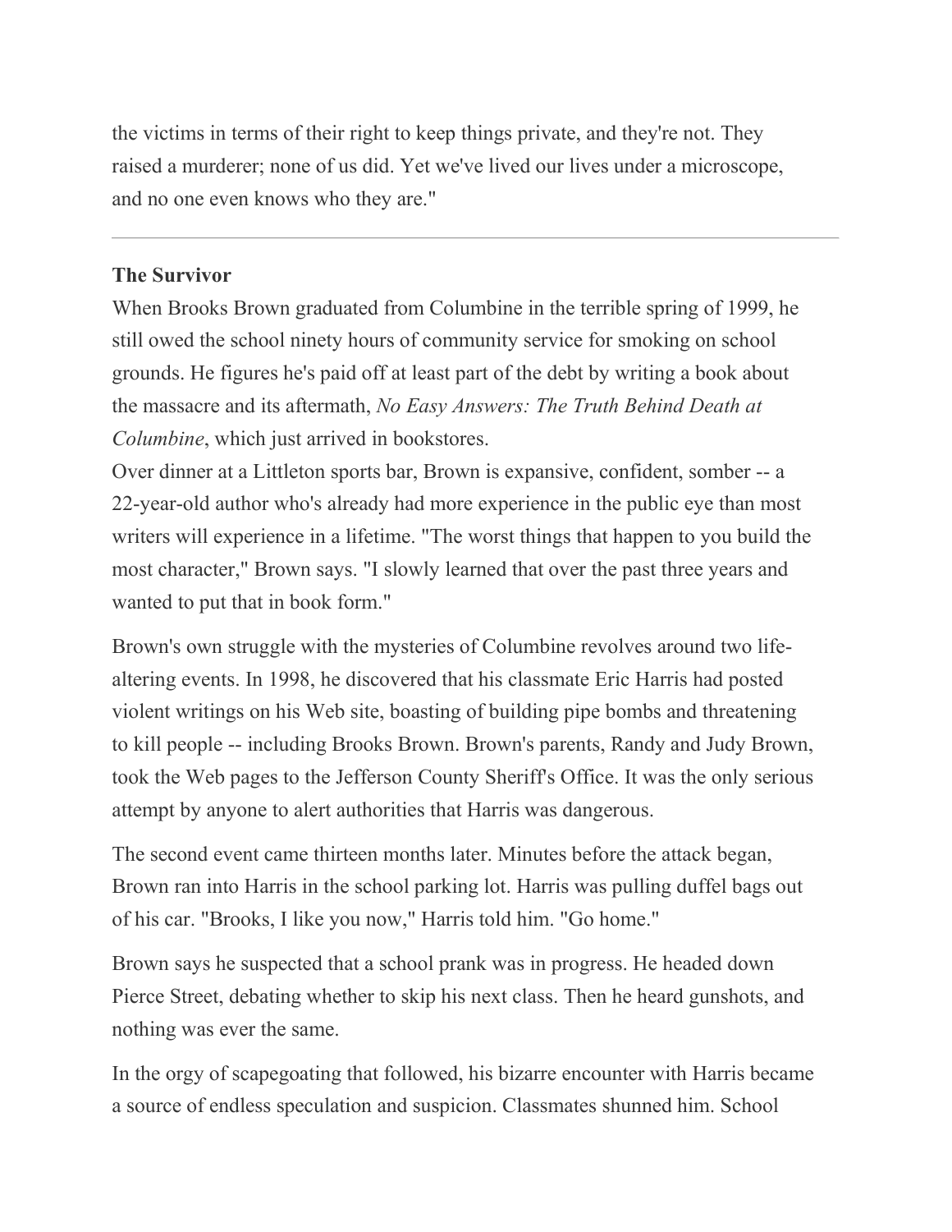the victims in terms of their right to keep things private, and they're not. They raised a murderer; none of us did. Yet we've lived our lives under a microscope, and no one even knows who they are."

---

**The Survivor**

When Brooks Brown graduated from Columbine in the terrible spring of 1999, he still owed the school ninety hours of community service for smoking on school grounds. He figures he's paid off at least part of the debt by writing a book about the massacre and its aftermath, *No Easy Answers: The Truth Behind Death at Columbine*, which just arrived in bookstores.

Over dinner at a Littleton sports bar, Brown is expansive, confident, somber -- a 22-year-old author who's already had more experience in the public eye than most writers will experience in a lifetime. "The worst things that happen to you build the most character," Brown says. "I slowly learned that over the past three years and wanted to put that in book form."

Brown's own struggle with the mysteries of Columbine revolves around two life-altering events. In 1998, he discovered that his classmate Eric Harris had posted violent writings on his Web site, boasting of building pipe bombs and threatening to kill people -- including Brooks Brown. Brown's parents, Randy and Judy Brown, took the Web pages to the Jefferson County Sheriff's Office. It was the only serious attempt by anyone to alert authorities that Harris was dangerous.

The second event came thirteen months later. Minutes before the attack began, Brown ran into Harris in the school parking lot. Harris was pulling duffel bags out of his car. "Brooks, I like you now," Harris told him. "Go home."

Brown says he suspected that a school prank was in progress. He headed down Pierce Street, debating whether to skip his next class. Then he heard gunshots, and nothing was ever the same.

In the orgy of scapegoating that followed, his bizarre encounter with Harris became a source of endless speculation and suspicion. Classmates shunned him. School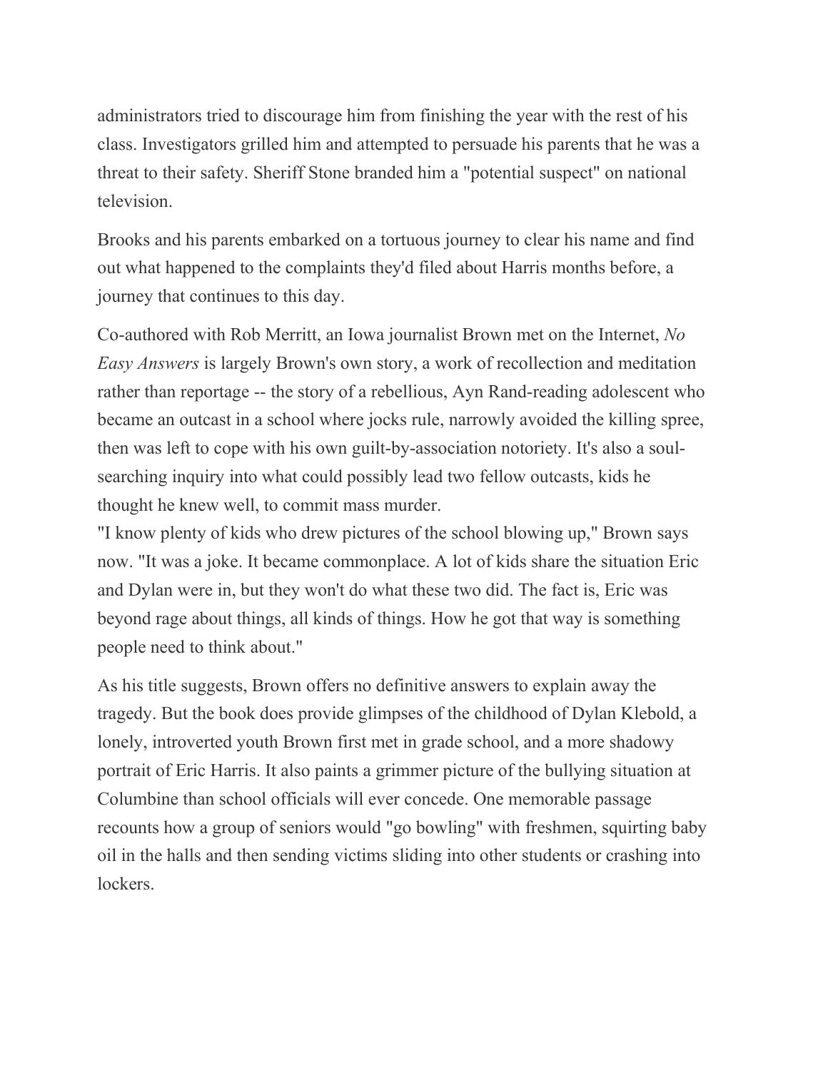administrators tried to discourage him from finishing the year with the rest of his class. Investigators grilled him and attempted to persuade his parents that he was a threat to their safety. Sheriff Stone branded him a "potential suspect" on national television.

Brooks and his parents embarked on a tortuous journey to clear his name and find out what happened to the complaints they'd filed about Harris months before, a journey that continues to this day.

Co-authored with Rob Merritt, an Iowa journalist Brown met on the Internet, *No Easy Answers* is largely Brown's own story, a work of recollection and meditation rather than reportage -- the story of a rebellious, Ayn Rand-reading adolescent who became an outcast in a school where jocks rule, narrowly avoided the killing spree, then was left to cope with his own guilt-by-association notoriety. It's also a soul-searching inquiry into what could possibly lead two fellow outcasts, kids he thought he knew well, to commit mass murder.

"I know plenty of kids who drew pictures of the school blowing up," Brown says now. "It was a joke. It became commonplace. A lot of kids share the situation Eric and Dylan were in, but they won't do what these two did. The fact is, Eric was beyond rage about things, all kinds of things. How he got that way is something people need to think about."

As his title suggests, Brown offers no definitive answers to explain away the tragedy. But the book does provide glimpses of the childhood of Dylan Klebold, a lonely, introverted youth Brown first met in grade school, and a more shadowy portrait of Eric Harris. It also paints a grimmer picture of the bullying situation at Columbine than school officials will ever concede. One memorable passage recounts how a group of seniors would "go bowling" with freshmen, squirting baby oil in the halls and then sending victims sliding into other students or crashing into lockers.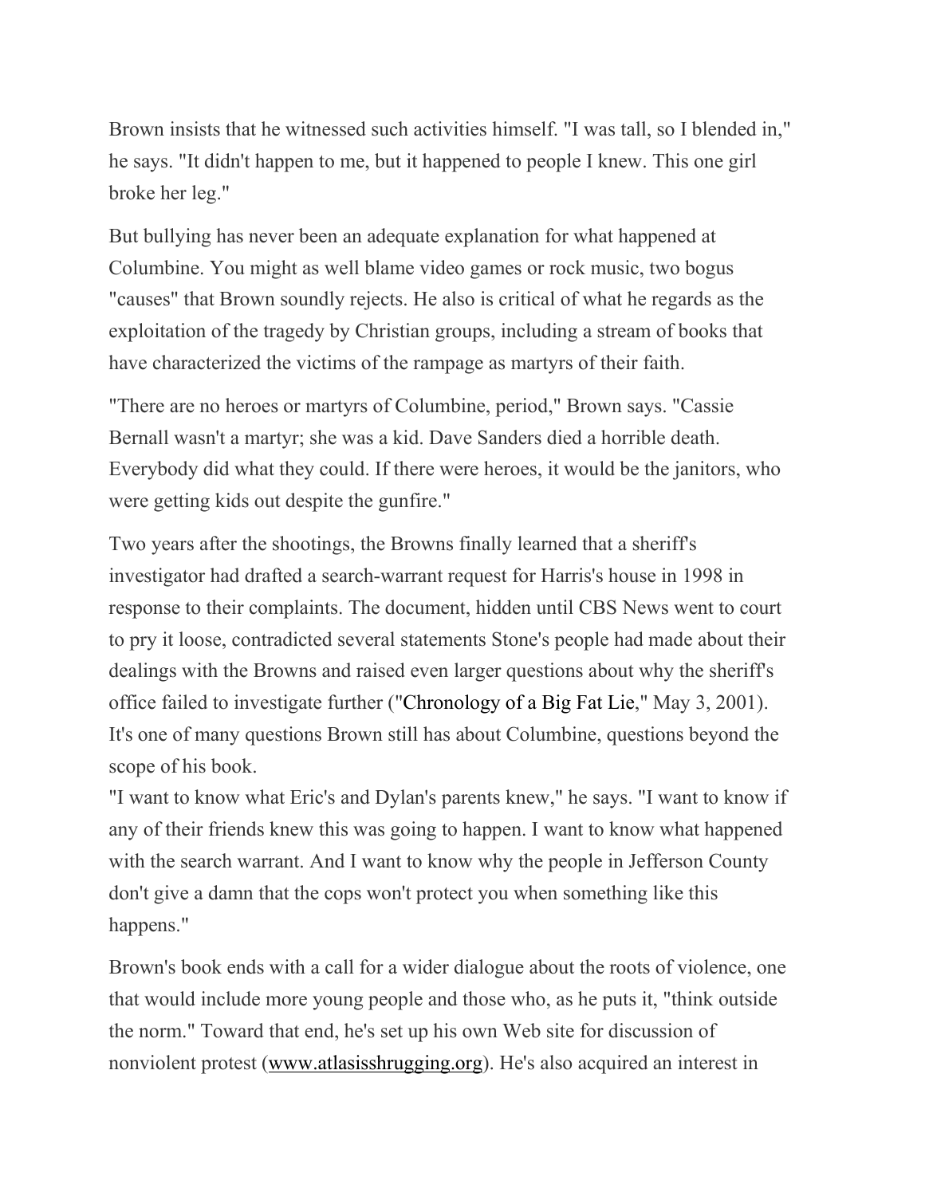Brown insists that he witnessed such activities himself. "I was tall, so I blended in," he says. "It didn't happen to me, but it happened to people I knew. This one girl broke her leg."

But bullying has never been an adequate explanation for what happened at Columbine. You might as well blame video games or rock music, two bogus "causes" that Brown soundly rejects. He also is critical of what he regards as the exploitation of the tragedy by Christian groups, including a stream of books that have characterized the victims of the rampage as martyrs of their faith.

"There are no heroes or martyrs of Columbine, period," Brown says. "Cassie Bernall wasn't a martyr; she was a kid. Dave Sanders died a horrible death. Everybody did what they could. If there were heroes, it would be the janitors, who were getting kids out despite the gunfire."

Two years after the shootings, the Browns finally learned that a sheriff's investigator had drafted a search-warrant request for Harris's house in 1998 in response to their complaints. The document, hidden until CBS News went to court to pry it loose, contradicted several statements Stone's people had made about their dealings with the Browns and raised even larger questions about why the sheriff's office failed to investigate further ("Chronology of a Big Fat Lie," May 3, 2001). It's one of many questions Brown still has about Columbine, questions beyond the scope of his book.

"I want to know what Eric's and Dylan's parents knew," he says. "I want to know if any of their friends knew this was going to happen. I want to know what happened with the search warrant. And I want to know why the people in Jefferson County don't give a damn that the cops won't protect you when something like this happens."

Brown's book ends with a call for a wider dialogue about the roots of violence, one that would include more young people and those who, as he puts it, "think outside the norm." Toward that end, he's set up his own Web site for discussion of nonviolent protest (www.atlasisshrugging.org). He's also acquired an interest in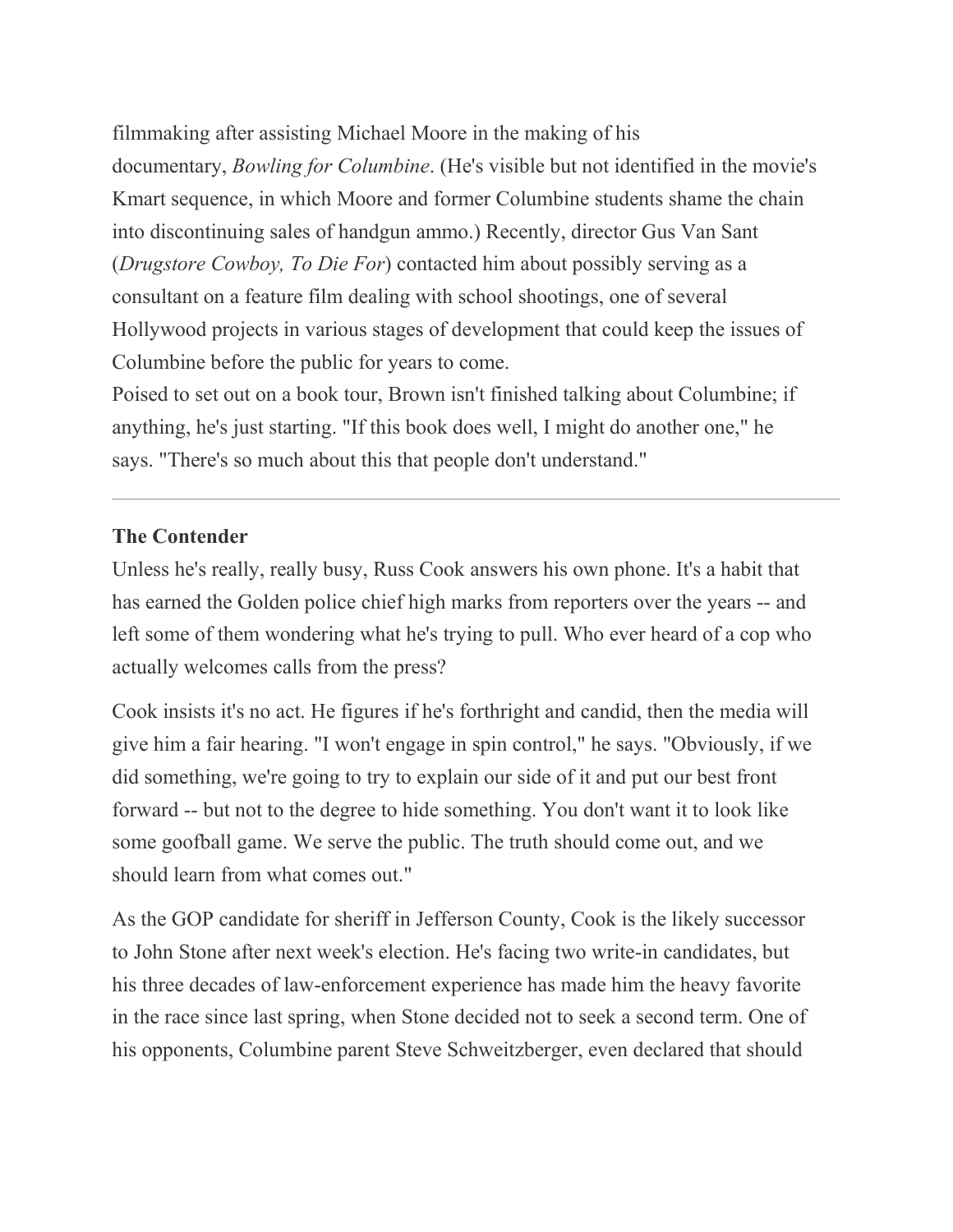filmmaking after assisting Michael Moore in the making of his documentary, *Bowling for Columbine*. (He's visible but not identified in the movie's Kmart sequence, in which Moore and former Columbine students shame the chain into discontinuing sales of handgun ammo.) Recently, director Gus Van Sant (*Drugstore Cowboy, To Die For*) contacted him about possibly serving as a consultant on a feature film dealing with school shootings, one of several Hollywood projects in various stages of development that could keep the issues of Columbine before the public for years to come.

Poised to set out on a book tour, Brown isn't finished talking about Columbine; if anything, he's just starting. "If this book does well, I might do another one," he says. "There's so much about this that people don't understand."

---

**The Contender**

Unless he's really, really busy, Russ Cook answers his own phone. It's a habit that has earned the Golden police chief high marks from reporters over the years -- and left some of them wondering what he's trying to pull. Who ever heard of a cop who actually welcomes calls from the press?

Cook insists it's no act. He figures if he's forthright and candid, then the media will give him a fair hearing. "I won't engage in spin control," he says. "Obviously, if we did something, we're going to try to explain our side of it and put our best front forward -- but not to the degree to hide something. You don't want it to look like some goofball game. We serve the public. The truth should come out, and we should learn from what comes out."

As the GOP candidate for sheriff in Jefferson County, Cook is the likely successor to John Stone after next week's election. He's facing two write-in candidates, but his three decades of law-enforcement experience has made him the heavy favorite in the race since last spring, when Stone decided not to seek a second term. One of his opponents, Columbine parent Steve Schweitzberger, even declared that should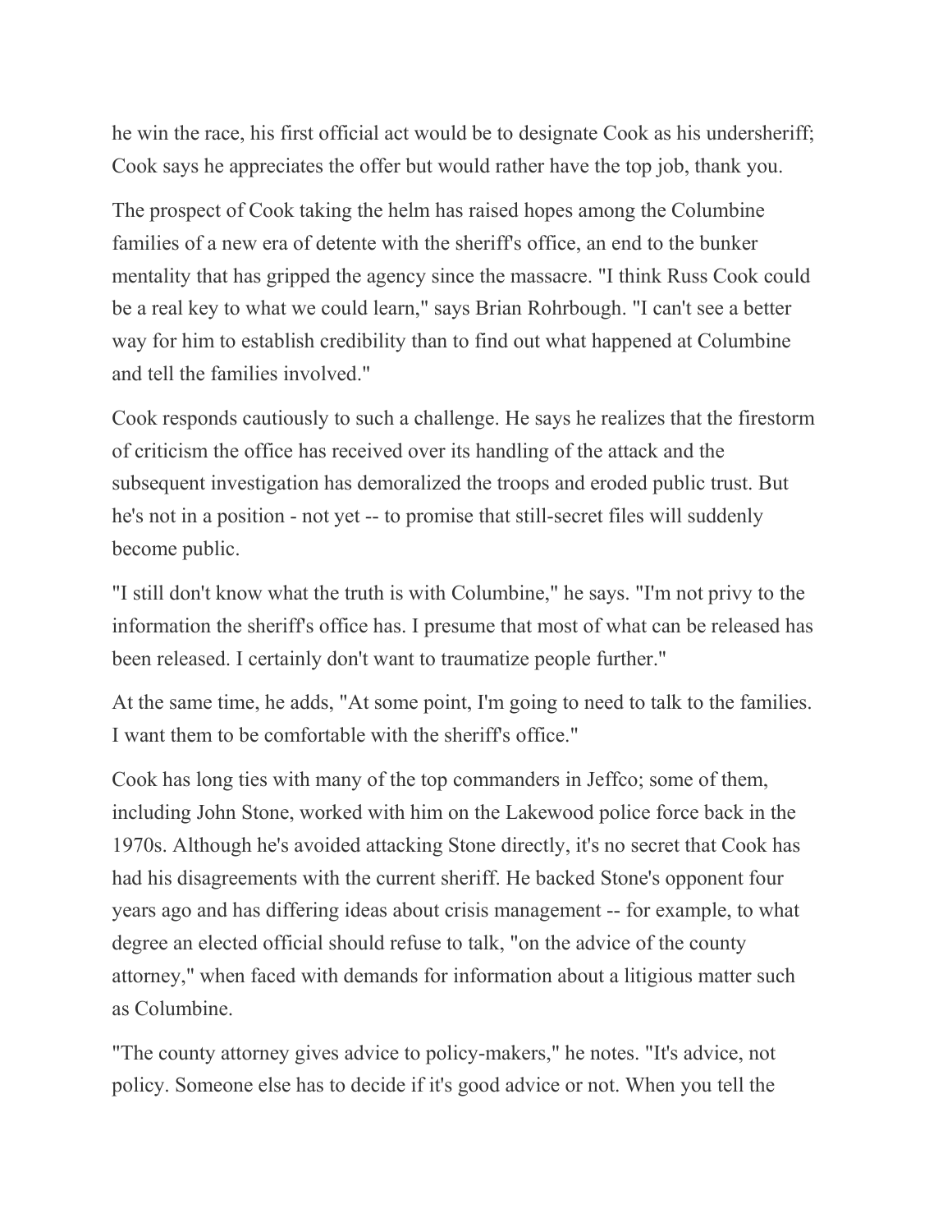he win the race, his first official act would be to designate Cook as his undersheriff; Cook says he appreciates the offer but would rather have the top job, thank you.

The prospect of Cook taking the helm has raised hopes among the Columbine families of a new era of detente with the sheriff's office, an end to the bunker mentality that has gripped the agency since the massacre. "I think Russ Cook could be a real key to what we could learn," says Brian Rohrbough. "I can't see a better way for him to establish credibility than to find out what happened at Columbine and tell the families involved."

Cook responds cautiously to such a challenge. He says he realizes that the firestorm of criticism the office has received over its handling of the attack and the subsequent investigation has demoralized the troops and eroded public trust. But he's not in a position - not yet -- to promise that still-secret files will suddenly become public.

"I still don't know what the truth is with Columbine," he says. "I'm not privy to the information the sheriff's office has. I presume that most of what can be released has been released. I certainly don't want to traumatize people further."

At the same time, he adds, "At some point, I'm going to need to talk to the families. I want them to be comfortable with the sheriff's office."

Cook has long ties with many of the top commanders in Jeffco; some of them, including John Stone, worked with him on the Lakewood police force back in the 1970s. Although he's avoided attacking Stone directly, it's no secret that Cook has had his disagreements with the current sheriff. He backed Stone's opponent four years ago and has differing ideas about crisis management -- for example, to what degree an elected official should refuse to talk, "on the advice of the county attorney," when faced with demands for information about a litigious matter such as Columbine.

"The county attorney gives advice to policy-makers," he notes. "It's advice, not policy. Someone else has to decide if it's good advice or not. When you tell the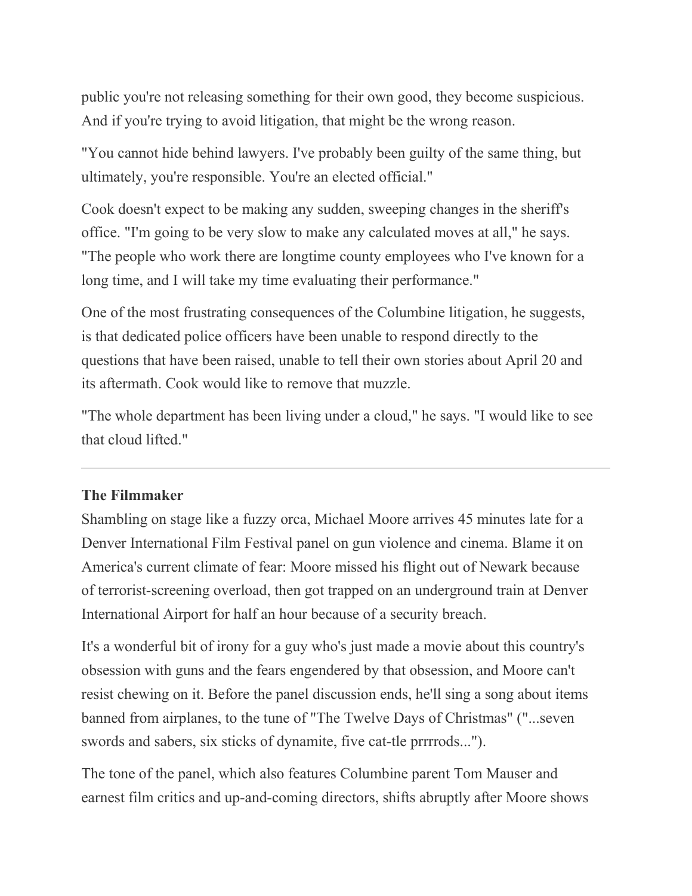public you're not releasing something for their own good, they become suspicious. And if you're trying to avoid litigation, that might be the wrong reason.

"You cannot hide behind lawyers. I've probably been guilty of the same thing, but ultimately, you're responsible. You're an elected official."

Cook doesn't expect to be making any sudden, sweeping changes in the sheriff's office. "I'm going to be very slow to make any calculated moves at all," he says. "The people who work there are longtime county employees who I've known for a long time, and I will take my time evaluating their performance."

One of the most frustrating consequences of the Columbine litigation, he suggests, is that dedicated police officers have been unable to respond directly to the questions that have been raised, unable to tell their own stories about April 20 and its aftermath. Cook would like to remove that muzzle.

"The whole department has been living under a cloud," he says. "I would like to see that cloud lifted."

---

**The Filmmaker**

Shambling on stage like a fuzzy orca, Michael Moore arrives 45 minutes late for a Denver International Film Festival panel on gun violence and cinema. Blame it on America's current climate of fear: Moore missed his flight out of Newark because of terrorist-screening overload, then got trapped on an underground train at Denver International Airport for half an hour because of a security breach.

It's a wonderful bit of irony for a guy who's just made a movie about this country's obsession with guns and the fears engendered by that obsession, and Moore can't resist chewing on it. Before the panel discussion ends, he'll sing a song about items banned from airplanes, to the tune of "The Twelve Days of Christmas" ("...seven swords and sabers, six sticks of dynamite, five cat-tle prrrrods...").

The tone of the panel, which also features Columbine parent Tom Mauser and earnest film critics and up-and-coming directors, shifts abruptly after Moore shows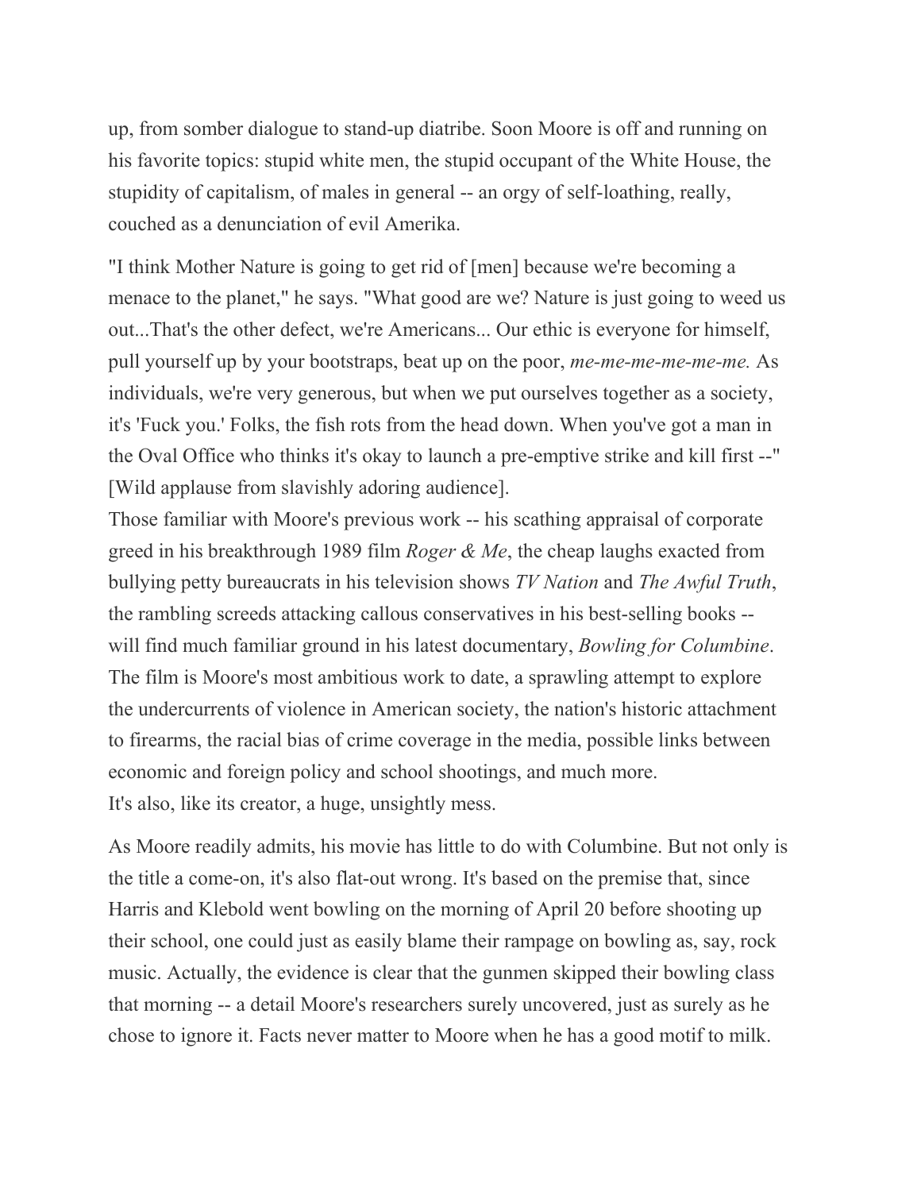up, from somber dialogue to stand-up diatribe. Soon Moore is off and running on his favorite topics: stupid white men, the stupid occupant of the White House, the stupidity of capitalism, of males in general -- an orgy of self-loathing, really, couched as a denunciation of evil Amerika.

"I think Mother Nature is going to get rid of [men] because we're becoming a menace to the planet," he says. "What good are we? Nature is just going to weed us out...That's the other defect, we're Americans... Our ethic is everyone for himself, pull yourself up by your bootstraps, beat up on the poor, *me-me-me-me-me-me.* As individuals, we're very generous, but when we put ourselves together as a society, it's 'Fuck you.' Folks, the fish rots from the head down. When you've got a man in the Oval Office who thinks it's okay to launch a pre-emptive strike and kill first --" [Wild applause from slavishly adoring audience].

Those familiar with Moore's previous work -- his scathing appraisal of corporate greed in his breakthrough 1989 film *Roger & Me*, the cheap laughs exacted from bullying petty bureaucrats in his television shows *TV Nation* and *The Awful Truth*, the rambling screeds attacking callous conservatives in his best-selling books -- will find much familiar ground in his latest documentary, *Bowling for Columbine*. The film is Moore's most ambitious work to date, a sprawling attempt to explore the undercurrents of violence in American society, the nation's historic attachment to firearms, the racial bias of crime coverage in the media, possible links between economic and foreign policy and school shootings, and much more.

It's also, like its creator, a huge, unsightly mess.

As Moore readily admits, his movie has little to do with Columbine. But not only is the title a come-on, it's also flat-out wrong. It's based on the premise that, since Harris and Klebold went bowling on the morning of April 20 before shooting up their school, one could just as easily blame their rampage on bowling as, say, rock music. Actually, the evidence is clear that the gunmen skipped their bowling class that morning -- a detail Moore's researchers surely uncovered, just as surely as he chose to ignore it. Facts never matter to Moore when he has a good motif to milk.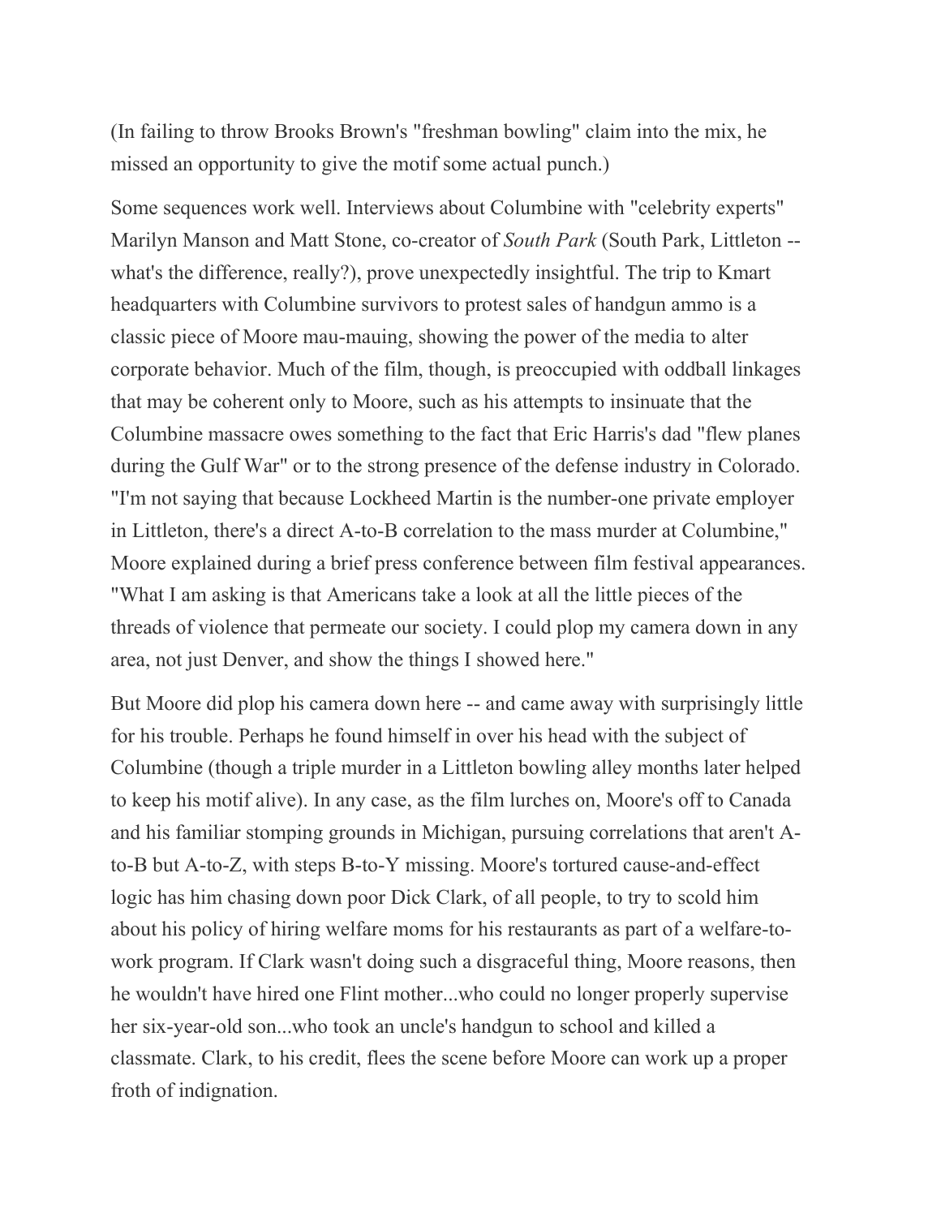(In failing to throw Brooks Brown's "freshman bowling" claim into the mix, he missed an opportunity to give the motif some actual punch.)

Some sequences work well. Interviews about Columbine with "celebrity experts" Marilyn Manson and Matt Stone, co-creator of *South Park* (South Park, Littleton -- what's the difference, really?), prove unexpectedly insightful. The trip to Kmart headquarters with Columbine survivors to protest sales of handgun ammo is a classic piece of Moore mau-mauing, showing the power of the media to alter corporate behavior. Much of the film, though, is preoccupied with oddball linkages that may be coherent only to Moore, such as his attempts to insinuate that the Columbine massacre owes something to the fact that Eric Harris's dad "flew planes during the Gulf War" or to the strong presence of the defense industry in Colorado. "I'm not saying that because Lockheed Martin is the number-one private employer in Littleton, there's a direct A-to-B correlation to the mass murder at Columbine," Moore explained during a brief press conference between film festival appearances. "What I am asking is that Americans take a look at all the little pieces of the threads of violence that permeate our society. I could plop my camera down in any area, not just Denver, and show the things I showed here."

But Moore did plop his camera down here -- and came away with surprisingly little for his trouble. Perhaps he found himself in over his head with the subject of Columbine (though a triple murder in a Littleton bowling alley months later helped to keep his motif alive). In any case, as the film lurches on, Moore's off to Canada and his familiar stomping grounds in Michigan, pursuing correlations that aren't A-to-B but A-to-Z, with steps B-to-Y missing. Moore's tortured cause-and-effect logic has him chasing down poor Dick Clark, of all people, to try to scold him about his policy of hiring welfare moms for his restaurants as part of a welfare-to-work program. If Clark wasn't doing such a disgraceful thing, Moore reasons, then he wouldn't have hired one Flint mother...who could no longer properly supervise her six-year-old son...who took an uncle's handgun to school and killed a classmate. Clark, to his credit, flees the scene before Moore can work up a proper froth of indignation.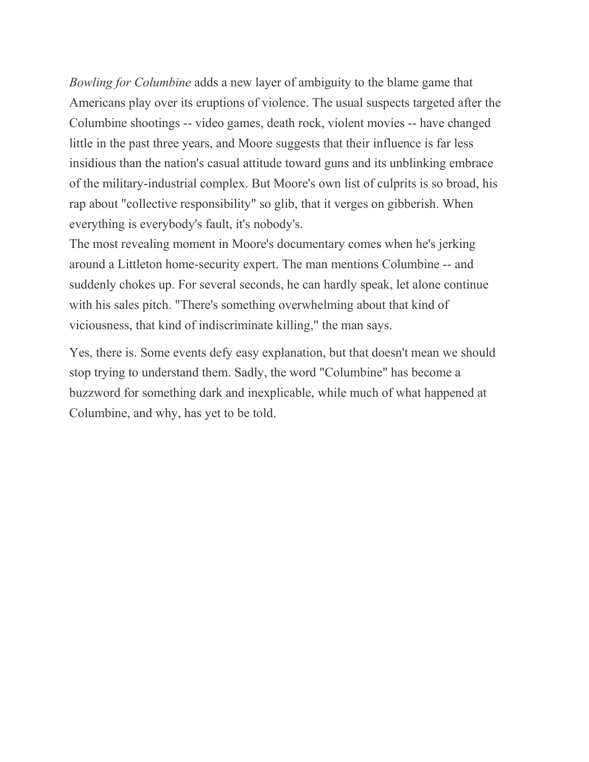*Bowling for Columbine* adds a new layer of ambiguity to the blame game that Americans play over its eruptions of violence. The usual suspects targeted after the Columbine shootings -- video games, death rock, violent movies -- have changed little in the past three years, and Moore suggests that their influence is far less insidious than the nation's casual attitude toward guns and its unblinking embrace of the military-industrial complex. But Moore's own list of culprits is so broad, his rap about "collective responsibility" so glib, that it verges on gibberish. When everything is everybody's fault, it's nobody's.

The most revealing moment in Moore's documentary comes when he's jerking around a Littleton home-security expert. The man mentions Columbine -- and suddenly chokes up. For several seconds, he can hardly speak, let alone continue with his sales pitch. "There's something overwhelming about that kind of viciousness, that kind of indiscriminate killing," the man says.

Yes, there is. Some events defy easy explanation, but that doesn't mean we should stop trying to understand them. Sadly, the word "Columbine" has become a buzzword for something dark and inexplicable, while much of what happened at Columbine, and why, has yet to be told.